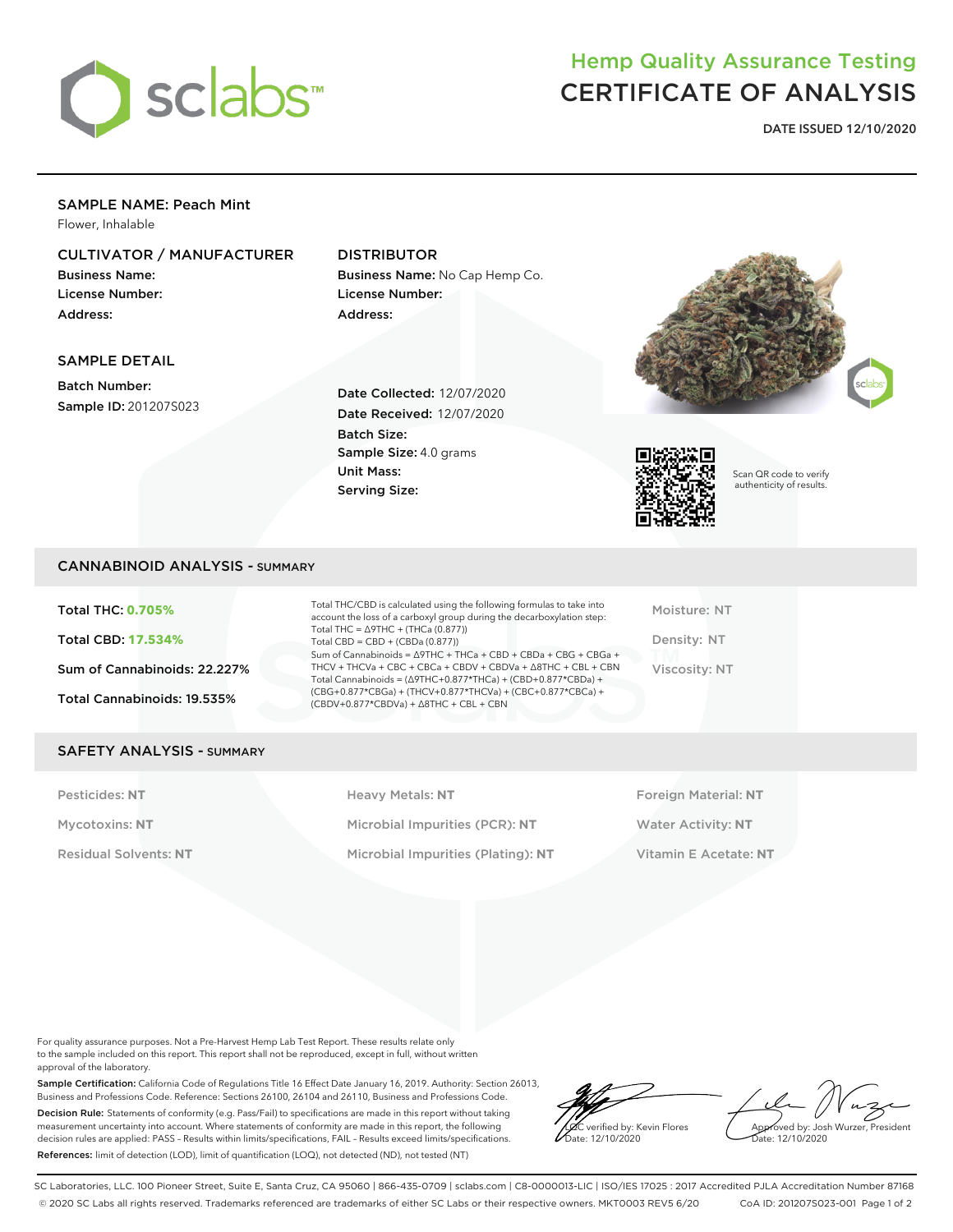# Hemp Quality Assurance Testing
# CERTIFICATE OF ANALYSIS

**DATE ISSUED 12/10/2020**

## SAMPLE NAME: Peach Mint

Flower, Inhalable

### CULTIVATOR / MANUFACTURER

**Business Name:**
**License Number:**
**Address:**

### DISTRIBUTOR

**Business Name:** No Cap Hemp Co.
**License Number:**
**Address:**

### SAMPLE DETAIL

**Batch Number:**
**Sample ID:** 201207S023

**Date Collected:** 12/07/2020
**Date Received:** 12/07/2020
**Batch Size:**
**Sample Size:** 4.0 grams
**Unit Mass:**
**Serving Size:**

Scan QR code to verify authenticity of results.

## CANNABINOID ANALYSIS - SUMMARY

**Total THC: 0.705%**

**Total CBD: 17.534%**

**Sum of Cannabinoids: 22.227%**

**Total Cannabinoids: 19.535%**

Total THC/CBD is calculated using the following formulas to take into account the loss of a carboxyl group during the decarboxylation step:
Total THC = Δ9THC + (THCa (0.877))
Total CBD = CBD + (CBDa (0.877))
Sum of Cannabinoids = Δ9THC + THCa + CBD + CBDa + CBG + CBGa + THCV + THCVa + CBC + CBCa + CBDV + CBDVa + Δ8THC + CBL + CBN
Total Cannabinoids = (Δ9THC+0.877*THCa) + (CBD+0.877*CBDa) + (CBG+0.877*CBGa) + (THCV+0.877*THCVa) + (CBC+0.877*CBCa) + (CBDV+0.877*CBDVa) + Δ8THC + CBL + CBN

Moisture: NT

Density: NT

Viscosity: NT

## SAFETY ANALYSIS - SUMMARY

Pesticides: **NT**

Mycotoxins: **NT**

Residual Solvents: **NT**

Heavy Metals: **NT**

Microbial Impurities (PCR): **NT**

Microbial Impurities (Plating): **NT**

Foreign Material: **NT**

Water Activity: **NT**

Vitamin E Acetate: **NT**

For quality assurance purposes. Not a Pre-Harvest Hemp Lab Test Report. These results relate only to the sample included on this report. This report shall not be reproduced, except in full, without written approval of the laboratory.

**Sample Certification:** California Code of Regulations Title 16 Effect Date January 16, 2019. Authority: Section 26013, Business and Professions Code. Reference: Sections 26100, 26104 and 26110, Business and Professions Code.

**Decision Rule:** Statements of conformity (e.g. Pass/Fail) to specifications are made in this report without taking measurement uncertainty into account. Where statements of conformity are made in this report, the following decision rules are applied: PASS - Results within limits/specifications, FAIL - Results exceed limits/specifications.

**References:** limit of detection (LOD), limit of quantification (LOQ), not detected (ND), not tested (NT)

LQC verified by: Kevin Flores
Date: 12/10/2020

Approved by: Josh Wurzer, President
Date: 12/10/2020

SC Laboratories, LLC. 100 Pioneer Street, Suite E, Santa Cruz, CA 95060 | 866-435-0709 | sclabs.com | C8-0000013-LIC | ISO/IES 17025 : 2017 Accredited PJLA Accreditation Number 87168
© 2020 SC Labs all rights reserved. Trademarks referenced are trademarks of either SC Labs or their respective owners. MKT0003 REV5 6/20 CoA ID: 201207S023-001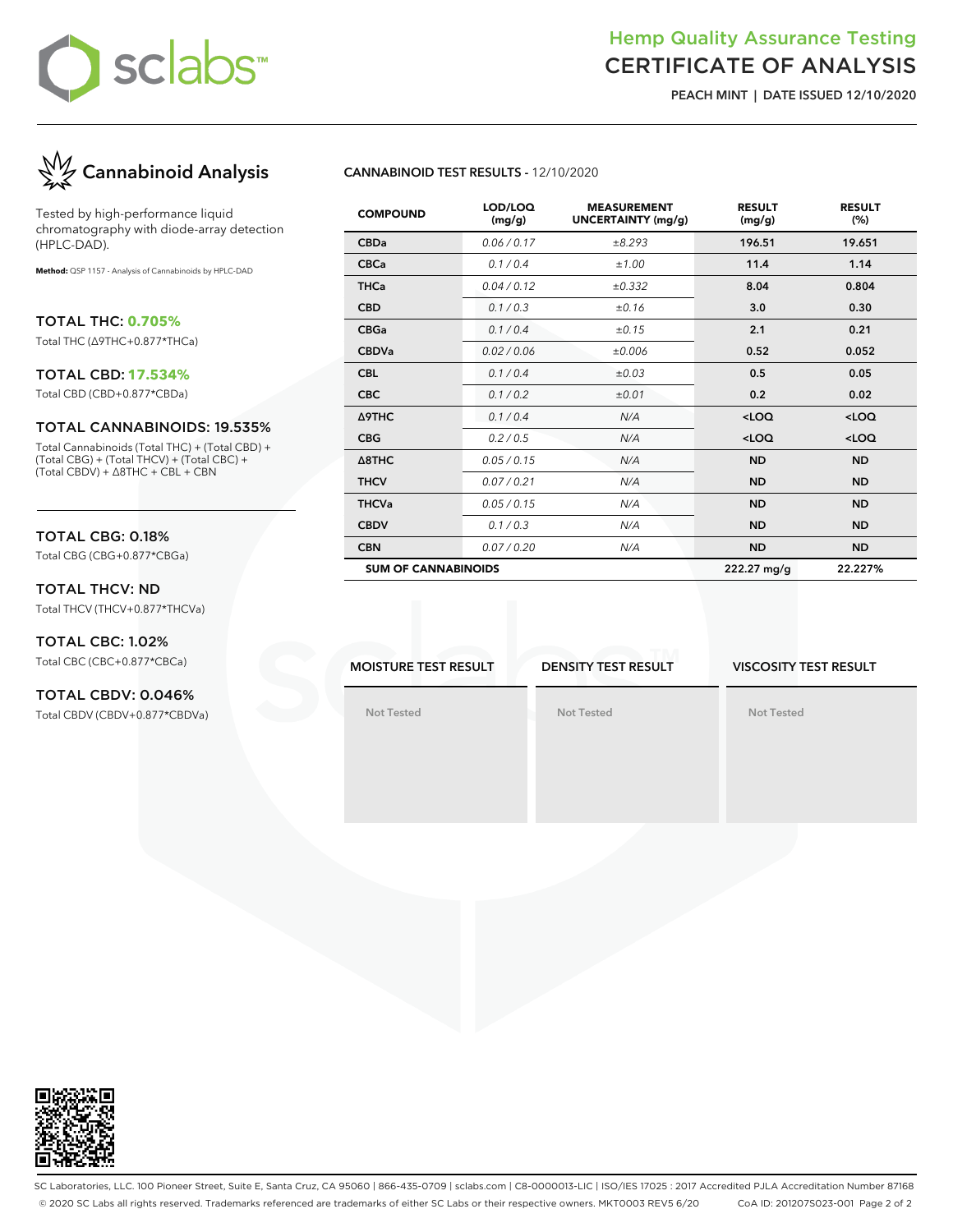# Hemp Quality Assurance Testing
# CERTIFICATE OF ANALYSIS

**PEACH MINT | DATE ISSUED 12/10/2020**

## Cannabinoid Analysis

Tested by high-performance liquid chromatography with diode-array detection (HPLC-DAD).

**Method:** QSP 1157 - Analysis of Cannabinoids by HPLC-DAD

**TOTAL THC: 0.705%**
Total THC (Δ9THC+0.877*THCa)

**TOTAL CBD: 17.534%**
Total CBD (CBD+0.877*CBDa)

**TOTAL CANNABINOIDS: 19.535%**
Total Cannabinoids (Total THC) + (Total CBD) + (Total CBG) + (Total THCV) + (Total CBC) + (Total CBDV) + Δ8THC + CBL + CBN

**TOTAL CBG: 0.18%**
Total CBG (CBG+0.877*CBGa)

**TOTAL THCV: ND**
Total THCV (THCV+0.877*THCVa)

**TOTAL CBC: 1.02%**
Total CBC (CBC+0.877*CBCa)

**TOTAL CBDV: 0.046%**
Total CBDV (CBDV+0.877*CBDVa)

**CANNABINOID TEST RESULTS** - 12/10/2020

| COMPOUND | LOD/LOQ (mg/g) | MEASUREMENT UNCERTAINTY (mg/g) | RESULT (mg/g) | RESULT (%) |
|---|---|---|---|---|
| CBDa | 0.06 / 0.17 | ±8.293 | 196.51 | 19.651 |
| CBCa | 0.1 / 0.4 | ±1.00 | 11.4 | 1.14 |
| THCa | 0.04 / 0.12 | ±0.332 | 8.04 | 0.804 |
| CBD | 0.1 / 0.3 | ±0.16 | 3.0 | 0.30 |
| CBGa | 0.1 / 0.4 | ±0.15 | 2.1 | 0.21 |
| CBDVa | 0.02 / 0.06 | ±0.006 | 0.52 | 0.052 |
| CBL | 0.1 / 0.4 | ±0.03 | 0.5 | 0.05 |
| CBC | 0.1 / 0.2 | ±0.01 | 0.2 | 0.02 |
| Δ9THC | 0.1 / 0.4 | N/A | <LOQ | <LOQ |
| CBG | 0.2 / 0.5 | N/A | <LOQ | <LOQ |
| Δ8THC | 0.05 / 0.15 | N/A | ND | ND |
| THCV | 0.07 / 0.21 | N/A | ND | ND |
| THCVa | 0.05 / 0.15 | N/A | ND | ND |
| CBDV | 0.1 / 0.3 | N/A | ND | ND |
| CBN | 0.07 / 0.20 | N/A | ND | ND |
| **SUM OF CANNABINOIDS** | | | 222.27 mg/g | 22.227% |

| MOISTURE TEST RESULT | DENSITY TEST RESULT | VISCOSITY TEST RESULT |
|---|---|---|
| Not Tested | Not Tested | Not Tested |

SC Laboratories, LLC. 100 Pioneer Street, Suite E, Santa Cruz, CA 95060 | 866-435-0709 | sclabs.com | C8-0000013-LIC | ISO/IES 17025 : 2017 Accredited PJLA Accreditation Number 87168
© 2020 SC Labs all rights reserved. Trademarks referenced are trademarks of either SC Labs or their respective owners. MKT0003 REV5 6/20 CoA ID: 201207S023-001